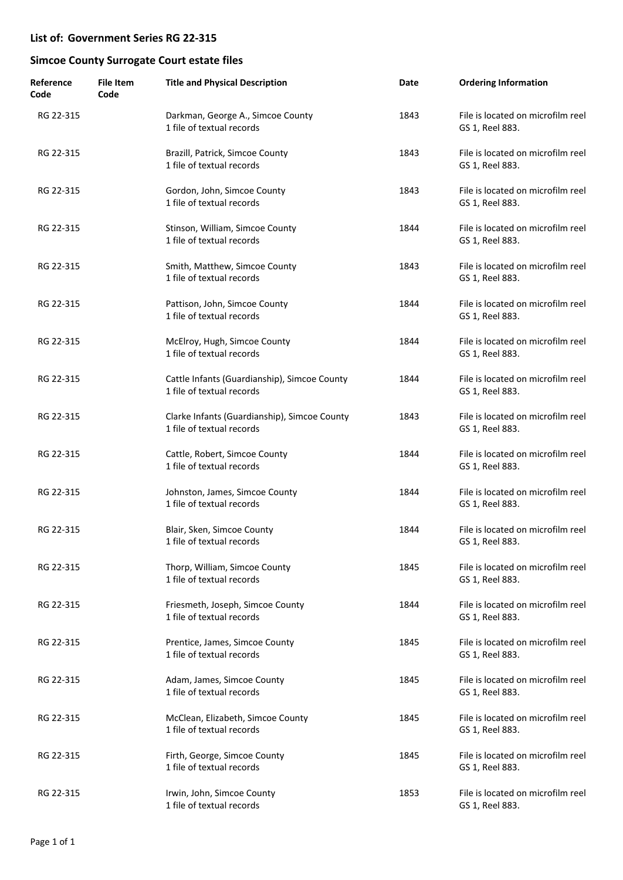## List of: Government Series RG 22-315

## Simcoe County Surrogate Court estate files

| Reference Code | File Item Code | Title and Physical Description | Date | Ordering Information |
|---|---|---|---|---|
| RG 22-315 | | Darkman, George A., Simcoe County<br>1 file of textual records | 1843 | File is located on microfilm reel GS 1, Reel 883. |
| RG 22-315 | | Brazill, Patrick, Simcoe County<br>1 file of textual records | 1843 | File is located on microfilm reel GS 1, Reel 883. |
| RG 22-315 | | Gordon, John, Simcoe County<br>1 file of textual records | 1843 | File is located on microfilm reel GS 1, Reel 883. |
| RG 22-315 | | Stinson, William, Simcoe County<br>1 file of textual records | 1844 | File is located on microfilm reel GS 1, Reel 883. |
| RG 22-315 | | Smith, Matthew, Simcoe County<br>1 file of textual records | 1843 | File is located on microfilm reel GS 1, Reel 883. |
| RG 22-315 | | Pattison, John, Simcoe County<br>1 file of textual records | 1844 | File is located on microfilm reel GS 1, Reel 883. |
| RG 22-315 | | McElroy, Hugh, Simcoe County<br>1 file of textual records | 1844 | File is located on microfilm reel GS 1, Reel 883. |
| RG 22-315 | | Cattle Infants (Guardianship), Simcoe County<br>1 file of textual records | 1844 | File is located on microfilm reel GS 1, Reel 883. |
| RG 22-315 | | Clarke Infants (Guardianship), Simcoe County<br>1 file of textual records | 1843 | File is located on microfilm reel GS 1, Reel 883. |
| RG 22-315 | | Cattle, Robert, Simcoe County<br>1 file of textual records | 1844 | File is located on microfilm reel GS 1, Reel 883. |
| RG 22-315 | | Johnston, James, Simcoe County<br>1 file of textual records | 1844 | File is located on microfilm reel GS 1, Reel 883. |
| RG 22-315 | | Blair, Sken, Simcoe County<br>1 file of textual records | 1844 | File is located on microfilm reel GS 1, Reel 883. |
| RG 22-315 | | Thorp, William, Simcoe County<br>1 file of textual records | 1845 | File is located on microfilm reel GS 1, Reel 883. |
| RG 22-315 | | Friesmeth, Joseph, Simcoe County<br>1 file of textual records | 1844 | File is located on microfilm reel GS 1, Reel 883. |
| RG 22-315 | | Prentice, James, Simcoe County<br>1 file of textual records | 1845 | File is located on microfilm reel GS 1, Reel 883. |
| RG 22-315 | | Adam, James, Simcoe County<br>1 file of textual records | 1845 | File is located on microfilm reel GS 1, Reel 883. |
| RG 22-315 | | McClean, Elizabeth, Simcoe County<br>1 file of textual records | 1845 | File is located on microfilm reel GS 1, Reel 883. |
| RG 22-315 | | Firth, George, Simcoe County<br>1 file of textual records | 1845 | File is located on microfilm reel GS 1, Reel 883. |
| RG 22-315 | | Irwin, John, Simcoe County<br>1 file of textual records | 1853 | File is located on microfilm reel GS 1, Reel 883. |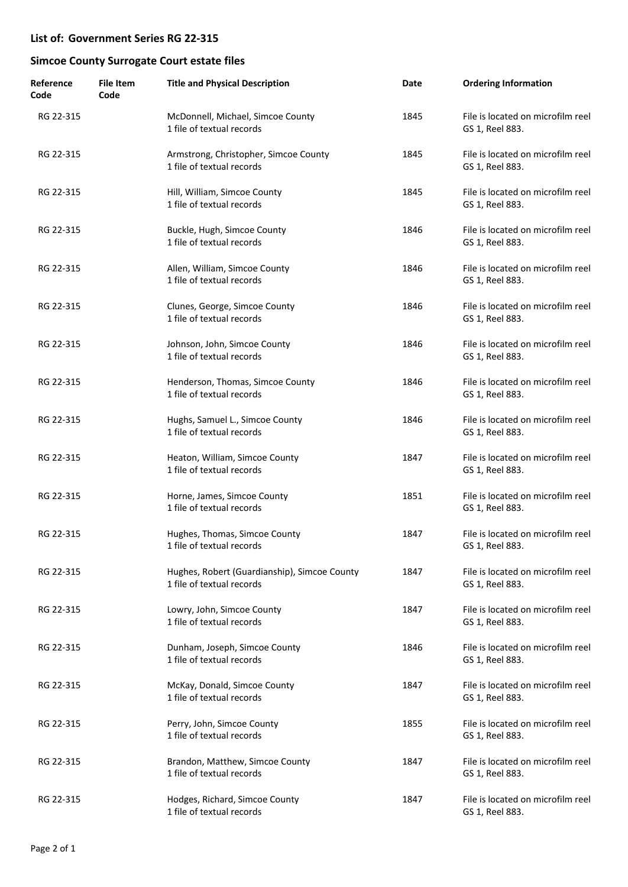## List of: Government Series RG 22-315

## Simcoe County Surrogate Court estate files

| Reference Code | File Item Code | Title and Physical Description | Date | Ordering Information |
|---|---|---|---|---|
| RG 22-315 | | McDonnell, Michael, Simcoe County<br>1 file of textual records | 1845 | File is located on microfilm reel GS 1, Reel 883. |
| RG 22-315 | | Armstrong, Christopher, Simcoe County<br>1 file of textual records | 1845 | File is located on microfilm reel GS 1, Reel 883. |
| RG 22-315 | | Hill, William, Simcoe County<br>1 file of textual records | 1845 | File is located on microfilm reel GS 1, Reel 883. |
| RG 22-315 | | Buckle, Hugh, Simcoe County<br>1 file of textual records | 1846 | File is located on microfilm reel GS 1, Reel 883. |
| RG 22-315 | | Allen, William, Simcoe County<br>1 file of textual records | 1846 | File is located on microfilm reel GS 1, Reel 883. |
| RG 22-315 | | Clunes, George, Simcoe County<br>1 file of textual records | 1846 | File is located on microfilm reel GS 1, Reel 883. |
| RG 22-315 | | Johnson, John, Simcoe County<br>1 file of textual records | 1846 | File is located on microfilm reel GS 1, Reel 883. |
| RG 22-315 | | Henderson, Thomas, Simcoe County<br>1 file of textual records | 1846 | File is located on microfilm reel GS 1, Reel 883. |
| RG 22-315 | | Hughs, Samuel L., Simcoe County<br>1 file of textual records | 1846 | File is located on microfilm reel GS 1, Reel 883. |
| RG 22-315 | | Heaton, William, Simcoe County<br>1 file of textual records | 1847 | File is located on microfilm reel GS 1, Reel 883. |
| RG 22-315 | | Horne, James, Simcoe County<br>1 file of textual records | 1851 | File is located on microfilm reel GS 1, Reel 883. |
| RG 22-315 | | Hughes, Thomas, Simcoe County<br>1 file of textual records | 1847 | File is located on microfilm reel GS 1, Reel 883. |
| RG 22-315 | | Hughes, Robert (Guardianship), Simcoe County<br>1 file of textual records | 1847 | File is located on microfilm reel GS 1, Reel 883. |
| RG 22-315 | | Lowry, John, Simcoe County<br>1 file of textual records | 1847 | File is located on microfilm reel GS 1, Reel 883. |
| RG 22-315 | | Dunham, Joseph, Simcoe County<br>1 file of textual records | 1846 | File is located on microfilm reel GS 1, Reel 883. |
| RG 22-315 | | McKay, Donald, Simcoe County<br>1 file of textual records | 1847 | File is located on microfilm reel GS 1, Reel 883. |
| RG 22-315 | | Perry, John, Simcoe County<br>1 file of textual records | 1855 | File is located on microfilm reel GS 1, Reel 883. |
| RG 22-315 | | Brandon, Matthew, Simcoe County<br>1 file of textual records | 1847 | File is located on microfilm reel GS 1, Reel 883. |
| RG 22-315 | | Hodges, Richard, Simcoe County<br>1 file of textual records | 1847 | File is located on microfilm reel GS 1, Reel 883. |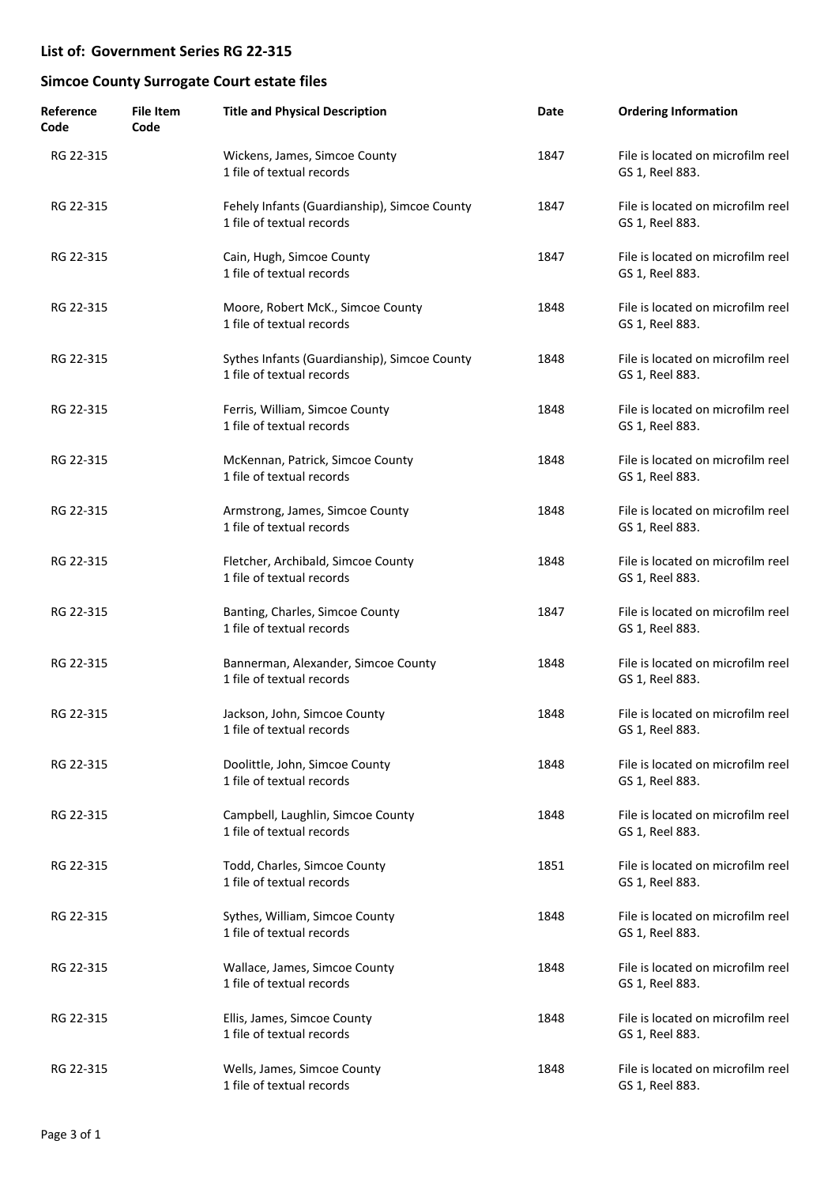## List of: Government Series RG 22-315

## Simcoe County Surrogate Court estate files

| Reference Code | File Item Code | Title and Physical Description | Date | Ordering Information |
|---|---|---|---|---|
| RG 22-315 | | Wickens, James, Simcoe County<br>1 file of textual records | 1847 | File is located on microfilm reel GS 1, Reel 883. |
| RG 22-315 | | Fehely Infants (Guardianship), Simcoe County<br>1 file of textual records | 1847 | File is located on microfilm reel GS 1, Reel 883. |
| RG 22-315 | | Cain, Hugh, Simcoe County<br>1 file of textual records | 1847 | File is located on microfilm reel GS 1, Reel 883. |
| RG 22-315 | | Moore, Robert McK., Simcoe County<br>1 file of textual records | 1848 | File is located on microfilm reel GS 1, Reel 883. |
| RG 22-315 | | Sythes Infants (Guardianship), Simcoe County<br>1 file of textual records | 1848 | File is located on microfilm reel GS 1, Reel 883. |
| RG 22-315 | | Ferris, William, Simcoe County<br>1 file of textual records | 1848 | File is located on microfilm reel GS 1, Reel 883. |
| RG 22-315 | | McKennan, Patrick, Simcoe County<br>1 file of textual records | 1848 | File is located on microfilm reel GS 1, Reel 883. |
| RG 22-315 | | Armstrong, James, Simcoe County<br>1 file of textual records | 1848 | File is located on microfilm reel GS 1, Reel 883. |
| RG 22-315 | | Fletcher, Archibald, Simcoe County<br>1 file of textual records | 1848 | File is located on microfilm reel GS 1, Reel 883. |
| RG 22-315 | | Banting, Charles, Simcoe County<br>1 file of textual records | 1847 | File is located on microfilm reel GS 1, Reel 883. |
| RG 22-315 | | Bannerman, Alexander, Simcoe County<br>1 file of textual records | 1848 | File is located on microfilm reel GS 1, Reel 883. |
| RG 22-315 | | Jackson, John, Simcoe County<br>1 file of textual records | 1848 | File is located on microfilm reel GS 1, Reel 883. |
| RG 22-315 | | Doolittle, John, Simcoe County<br>1 file of textual records | 1848 | File is located on microfilm reel GS 1, Reel 883. |
| RG 22-315 | | Campbell, Laughlin, Simcoe County<br>1 file of textual records | 1848 | File is located on microfilm reel GS 1, Reel 883. |
| RG 22-315 | | Todd, Charles, Simcoe County<br>1 file of textual records | 1851 | File is located on microfilm reel GS 1, Reel 883. |
| RG 22-315 | | Sythes, William, Simcoe County<br>1 file of textual records | 1848 | File is located on microfilm reel GS 1, Reel 883. |
| RG 22-315 | | Wallace, James, Simcoe County<br>1 file of textual records | 1848 | File is located on microfilm reel GS 1, Reel 883. |
| RG 22-315 | | Ellis, James, Simcoe County<br>1 file of textual records | 1848 | File is located on microfilm reel GS 1, Reel 883. |
| RG 22-315 | | Wells, James, Simcoe County<br>1 file of textual records | 1848 | File is located on microfilm reel GS 1, Reel 883. |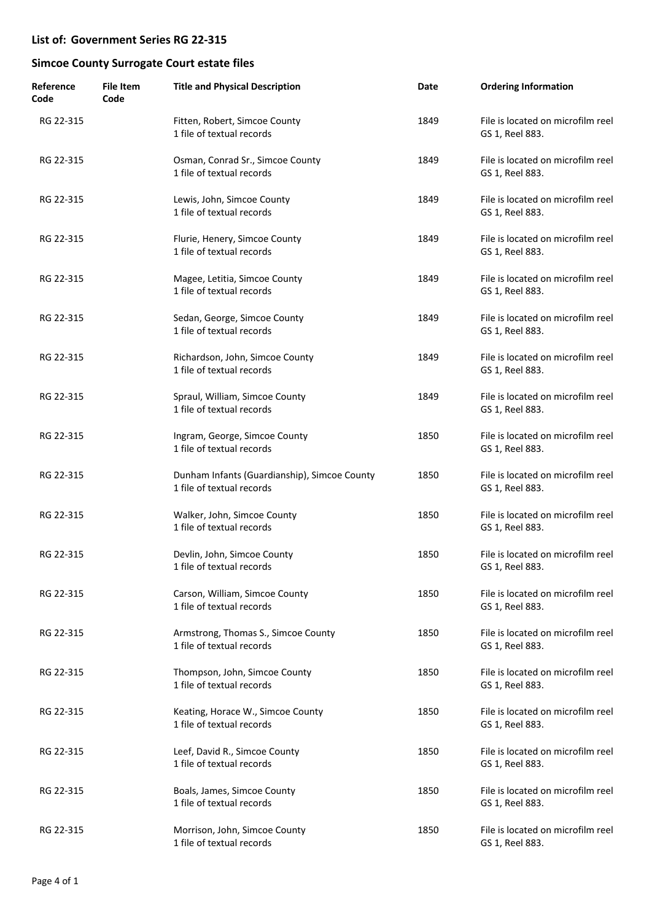## List of: Government Series RG 22-315

## Simcoe County Surrogate Court estate files

| Reference Code | File Item Code | Title and Physical Description | Date | Ordering Information |
|---|---|---|---|---|
| RG 22-315 | | Fitten, Robert, Simcoe County<br>1 file of textual records | 1849 | File is located on microfilm reel GS 1, Reel 883. |
| RG 22-315 | | Osman, Conrad Sr., Simcoe County<br>1 file of textual records | 1849 | File is located on microfilm reel GS 1, Reel 883. |
| RG 22-315 | | Lewis, John, Simcoe County<br>1 file of textual records | 1849 | File is located on microfilm reel GS 1, Reel 883. |
| RG 22-315 | | Flurie, Henery, Simcoe County<br>1 file of textual records | 1849 | File is located on microfilm reel GS 1, Reel 883. |
| RG 22-315 | | Magee, Letitia, Simcoe County<br>1 file of textual records | 1849 | File is located on microfilm reel GS 1, Reel 883. |
| RG 22-315 | | Sedan, George, Simcoe County<br>1 file of textual records | 1849 | File is located on microfilm reel GS 1, Reel 883. |
| RG 22-315 | | Richardson, John, Simcoe County<br>1 file of textual records | 1849 | File is located on microfilm reel GS 1, Reel 883. |
| RG 22-315 | | Spraul, William, Simcoe County<br>1 file of textual records | 1849 | File is located on microfilm reel GS 1, Reel 883. |
| RG 22-315 | | Ingram, George, Simcoe County<br>1 file of textual records | 1850 | File is located on microfilm reel GS 1, Reel 883. |
| RG 22-315 | | Dunham Infants (Guardianship), Simcoe County<br>1 file of textual records | 1850 | File is located on microfilm reel GS 1, Reel 883. |
| RG 22-315 | | Walker, John, Simcoe County<br>1 file of textual records | 1850 | File is located on microfilm reel GS 1, Reel 883. |
| RG 22-315 | | Devlin, John, Simcoe County<br>1 file of textual records | 1850 | File is located on microfilm reel GS 1, Reel 883. |
| RG 22-315 | | Carson, William, Simcoe County<br>1 file of textual records | 1850 | File is located on microfilm reel GS 1, Reel 883. |
| RG 22-315 | | Armstrong, Thomas S., Simcoe County<br>1 file of textual records | 1850 | File is located on microfilm reel GS 1, Reel 883. |
| RG 22-315 | | Thompson, John, Simcoe County<br>1 file of textual records | 1850 | File is located on microfilm reel GS 1, Reel 883. |
| RG 22-315 | | Keating, Horace W., Simcoe County<br>1 file of textual records | 1850 | File is located on microfilm reel GS 1, Reel 883. |
| RG 22-315 | | Leef, David R., Simcoe County<br>1 file of textual records | 1850 | File is located on microfilm reel GS 1, Reel 883. |
| RG 22-315 | | Boals, James, Simcoe County<br>1 file of textual records | 1850 | File is located on microfilm reel GS 1, Reel 883. |
| RG 22-315 | | Morrison, John, Simcoe County<br>1 file of textual records | 1850 | File is located on microfilm reel GS 1, Reel 883. |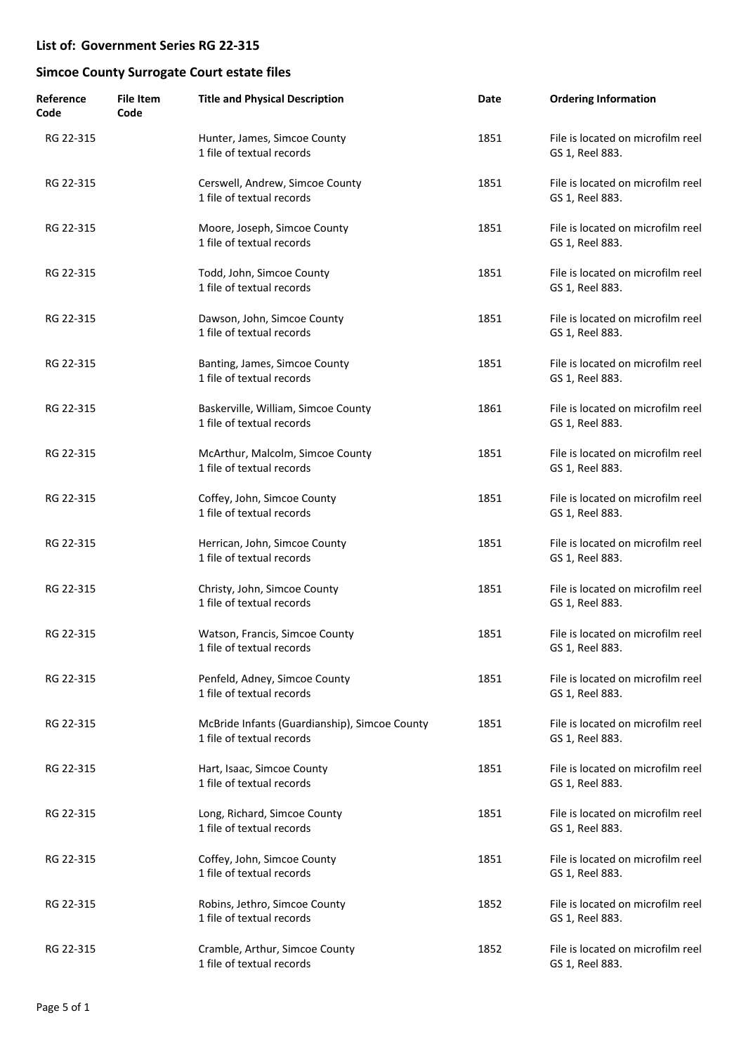## List of: Government Series RG 22-315

## Simcoe County Surrogate Court estate files

| Reference Code | File Item Code | Title and Physical Description | Date | Ordering Information |
|---|---|---|---|---|
| RG 22-315 | | Hunter, James, Simcoe County<br>1 file of textual records | 1851 | File is located on microfilm reel GS 1, Reel 883. |
| RG 22-315 | | Cerswell, Andrew, Simcoe County<br>1 file of textual records | 1851 | File is located on microfilm reel GS 1, Reel 883. |
| RG 22-315 | | Moore, Joseph, Simcoe County<br>1 file of textual records | 1851 | File is located on microfilm reel GS 1, Reel 883. |
| RG 22-315 | | Todd, John, Simcoe County<br>1 file of textual records | 1851 | File is located on microfilm reel GS 1, Reel 883. |
| RG 22-315 | | Dawson, John, Simcoe County<br>1 file of textual records | 1851 | File is located on microfilm reel GS 1, Reel 883. |
| RG 22-315 | | Banting, James, Simcoe County<br>1 file of textual records | 1851 | File is located on microfilm reel GS 1, Reel 883. |
| RG 22-315 | | Baskerville, William, Simcoe County<br>1 file of textual records | 1861 | File is located on microfilm reel GS 1, Reel 883. |
| RG 22-315 | | McArthur, Malcolm, Simcoe County<br>1 file of textual records | 1851 | File is located on microfilm reel GS 1, Reel 883. |
| RG 22-315 | | Coffey, John, Simcoe County<br>1 file of textual records | 1851 | File is located on microfilm reel GS 1, Reel 883. |
| RG 22-315 | | Herrican, John, Simcoe County<br>1 file of textual records | 1851 | File is located on microfilm reel GS 1, Reel 883. |
| RG 22-315 | | Christy, John, Simcoe County<br>1 file of textual records | 1851 | File is located on microfilm reel GS 1, Reel 883. |
| RG 22-315 | | Watson, Francis, Simcoe County<br>1 file of textual records | 1851 | File is located on microfilm reel GS 1, Reel 883. |
| RG 22-315 | | Penfeld, Adney, Simcoe County<br>1 file of textual records | 1851 | File is located on microfilm reel GS 1, Reel 883. |
| RG 22-315 | | McBride Infants (Guardianship), Simcoe County<br>1 file of textual records | 1851 | File is located on microfilm reel GS 1, Reel 883. |
| RG 22-315 | | Hart, Isaac, Simcoe County<br>1 file of textual records | 1851 | File is located on microfilm reel GS 1, Reel 883. |
| RG 22-315 | | Long, Richard, Simcoe County<br>1 file of textual records | 1851 | File is located on microfilm reel GS 1, Reel 883. |
| RG 22-315 | | Coffey, John, Simcoe County<br>1 file of textual records | 1851 | File is located on microfilm reel GS 1, Reel 883. |
| RG 22-315 | | Robins, Jethro, Simcoe County<br>1 file of textual records | 1852 | File is located on microfilm reel GS 1, Reel 883. |
| RG 22-315 | | Cramble, Arthur, Simcoe County<br>1 file of textual records | 1852 | File is located on microfilm reel GS 1, Reel 883. |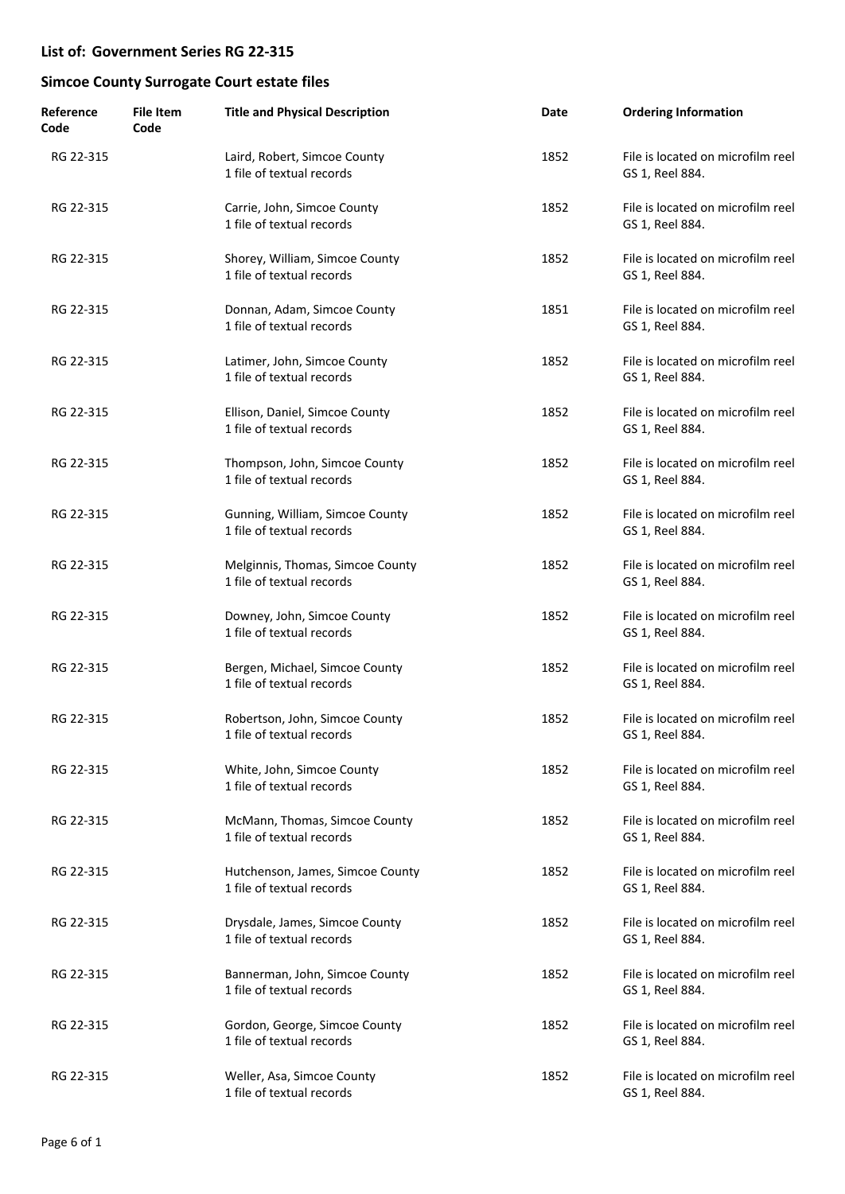## List of: Government Series RG 22-315

## Simcoe County Surrogate Court estate files

| Reference Code | File Item Code | Title and Physical Description | Date | Ordering Information |
|---|---|---|---|---|
| RG 22-315 | | Laird, Robert, Simcoe County<br>1 file of textual records | 1852 | File is located on microfilm reel GS 1, Reel 884. |
| RG 22-315 | | Carrie, John, Simcoe County<br>1 file of textual records | 1852 | File is located on microfilm reel GS 1, Reel 884. |
| RG 22-315 | | Shorey, William, Simcoe County<br>1 file of textual records | 1852 | File is located on microfilm reel GS 1, Reel 884. |
| RG 22-315 | | Donnan, Adam, Simcoe County<br>1 file of textual records | 1851 | File is located on microfilm reel GS 1, Reel 884. |
| RG 22-315 | | Latimer, John, Simcoe County<br>1 file of textual records | 1852 | File is located on microfilm reel GS 1, Reel 884. |
| RG 22-315 | | Ellison, Daniel, Simcoe County<br>1 file of textual records | 1852 | File is located on microfilm reel GS 1, Reel 884. |
| RG 22-315 | | Thompson, John, Simcoe County<br>1 file of textual records | 1852 | File is located on microfilm reel GS 1, Reel 884. |
| RG 22-315 | | Gunning, William, Simcoe County<br>1 file of textual records | 1852 | File is located on microfilm reel GS 1, Reel 884. |
| RG 22-315 | | Melginnis, Thomas, Simcoe County<br>1 file of textual records | 1852 | File is located on microfilm reel GS 1, Reel 884. |
| RG 22-315 | | Downey, John, Simcoe County<br>1 file of textual records | 1852 | File is located on microfilm reel GS 1, Reel 884. |
| RG 22-315 | | Bergen, Michael, Simcoe County<br>1 file of textual records | 1852 | File is located on microfilm reel GS 1, Reel 884. |
| RG 22-315 | | Robertson, John, Simcoe County<br>1 file of textual records | 1852 | File is located on microfilm reel GS 1, Reel 884. |
| RG 22-315 | | White, John, Simcoe County<br>1 file of textual records | 1852 | File is located on microfilm reel GS 1, Reel 884. |
| RG 22-315 | | McMann, Thomas, Simcoe County<br>1 file of textual records | 1852 | File is located on microfilm reel GS 1, Reel 884. |
| RG 22-315 | | Hutchenson, James, Simcoe County<br>1 file of textual records | 1852 | File is located on microfilm reel GS 1, Reel 884. |
| RG 22-315 | | Drysdale, James, Simcoe County<br>1 file of textual records | 1852 | File is located on microfilm reel GS 1, Reel 884. |
| RG 22-315 | | Bannerman, John, Simcoe County<br>1 file of textual records | 1852 | File is located on microfilm reel GS 1, Reel 884. |
| RG 22-315 | | Gordon, George, Simcoe County<br>1 file of textual records | 1852 | File is located on microfilm reel GS 1, Reel 884. |
| RG 22-315 | | Weller, Asa, Simcoe County<br>1 file of textual records | 1852 | File is located on microfilm reel GS 1, Reel 884. |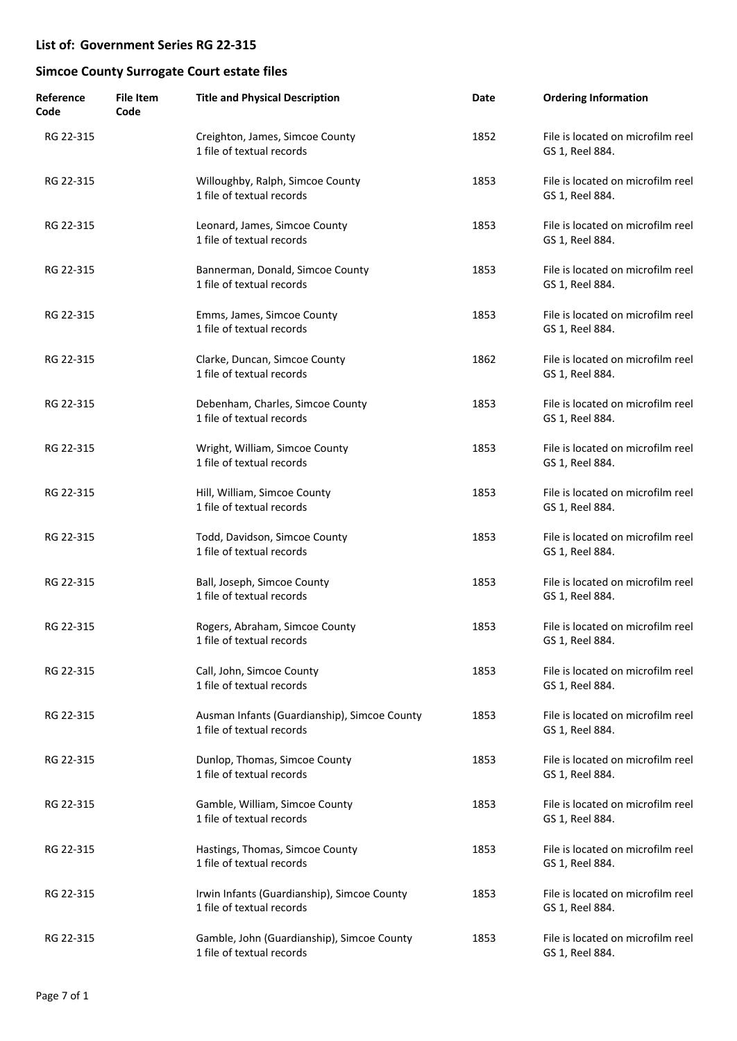## List of: Government Series RG 22-315

## Simcoe County Surrogate Court estate files

| Reference Code | File Item Code | Title and Physical Description | Date | Ordering Information |
|---|---|---|---|---|
| RG 22-315 | | Creighton, James, Simcoe County<br>1 file of textual records | 1852 | File is located on microfilm reel GS 1, Reel 884. |
| RG 22-315 | | Willoughby, Ralph, Simcoe County<br>1 file of textual records | 1853 | File is located on microfilm reel GS 1, Reel 884. |
| RG 22-315 | | Leonard, James, Simcoe County<br>1 file of textual records | 1853 | File is located on microfilm reel GS 1, Reel 884. |
| RG 22-315 | | Bannerman, Donald, Simcoe County<br>1 file of textual records | 1853 | File is located on microfilm reel GS 1, Reel 884. |
| RG 22-315 | | Emms, James, Simcoe County<br>1 file of textual records | 1853 | File is located on microfilm reel GS 1, Reel 884. |
| RG 22-315 | | Clarke, Duncan, Simcoe County<br>1 file of textual records | 1862 | File is located on microfilm reel GS 1, Reel 884. |
| RG 22-315 | | Debenham, Charles, Simcoe County<br>1 file of textual records | 1853 | File is located on microfilm reel GS 1, Reel 884. |
| RG 22-315 | | Wright, William, Simcoe County<br>1 file of textual records | 1853 | File is located on microfilm reel GS 1, Reel 884. |
| RG 22-315 | | Hill, William, Simcoe County<br>1 file of textual records | 1853 | File is located on microfilm reel GS 1, Reel 884. |
| RG 22-315 | | Todd, Davidson, Simcoe County<br>1 file of textual records | 1853 | File is located on microfilm reel GS 1, Reel 884. |
| RG 22-315 | | Ball, Joseph, Simcoe County<br>1 file of textual records | 1853 | File is located on microfilm reel GS 1, Reel 884. |
| RG 22-315 | | Rogers, Abraham, Simcoe County<br>1 file of textual records | 1853 | File is located on microfilm reel GS 1, Reel 884. |
| RG 22-315 | | Call, John, Simcoe County<br>1 file of textual records | 1853 | File is located on microfilm reel GS 1, Reel 884. |
| RG 22-315 | | Ausman Infants (Guardianship), Simcoe County<br>1 file of textual records | 1853 | File is located on microfilm reel GS 1, Reel 884. |
| RG 22-315 | | Dunlop, Thomas, Simcoe County<br>1 file of textual records | 1853 | File is located on microfilm reel GS 1, Reel 884. |
| RG 22-315 | | Gamble, William, Simcoe County<br>1 file of textual records | 1853 | File is located on microfilm reel GS 1, Reel 884. |
| RG 22-315 | | Hastings, Thomas, Simcoe County<br>1 file of textual records | 1853 | File is located on microfilm reel GS 1, Reel 884. |
| RG 22-315 | | Irwin Infants (Guardianship), Simcoe County<br>1 file of textual records | 1853 | File is located on microfilm reel GS 1, Reel 884. |
| RG 22-315 | | Gamble, John (Guardianship), Simcoe County<br>1 file of textual records | 1853 | File is located on microfilm reel GS 1, Reel 884. |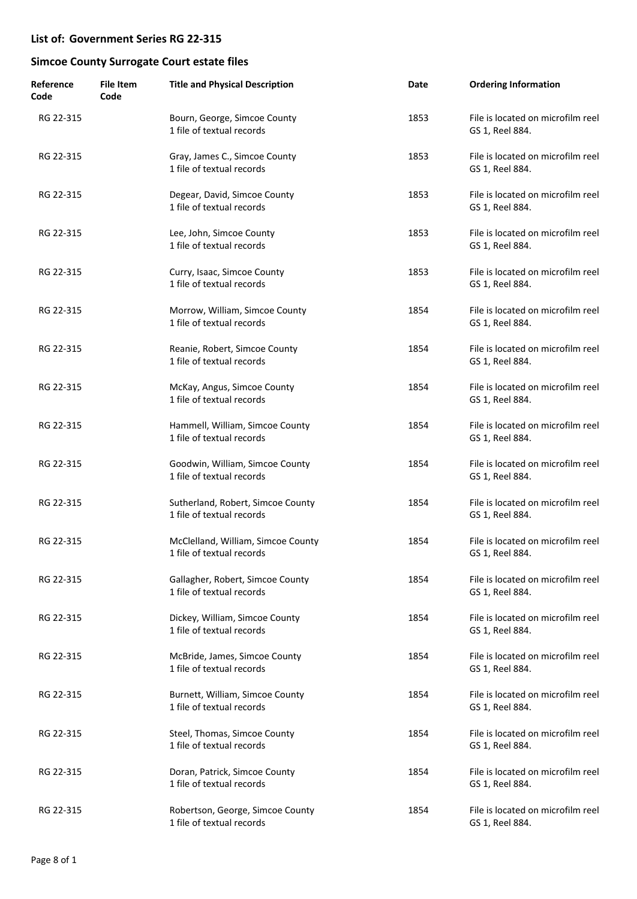## List of: Government Series RG 22-315

## Simcoe County Surrogate Court estate files

| Reference Code | File Item Code | Title and Physical Description | Date | Ordering Information |
|---|---|---|---|---|
| RG 22-315 | | Bourn, George, Simcoe County<br>1 file of textual records | 1853 | File is located on microfilm reel GS 1, Reel 884. |
| RG 22-315 | | Gray, James C., Simcoe County<br>1 file of textual records | 1853 | File is located on microfilm reel GS 1, Reel 884. |
| RG 22-315 | | Degear, David, Simcoe County<br>1 file of textual records | 1853 | File is located on microfilm reel GS 1, Reel 884. |
| RG 22-315 | | Lee, John, Simcoe County<br>1 file of textual records | 1853 | File is located on microfilm reel GS 1, Reel 884. |
| RG 22-315 | | Curry, Isaac, Simcoe County<br>1 file of textual records | 1853 | File is located on microfilm reel GS 1, Reel 884. |
| RG 22-315 | | Morrow, William, Simcoe County<br>1 file of textual records | 1854 | File is located on microfilm reel GS 1, Reel 884. |
| RG 22-315 | | Reanie, Robert, Simcoe County<br>1 file of textual records | 1854 | File is located on microfilm reel GS 1, Reel 884. |
| RG 22-315 | | McKay, Angus, Simcoe County<br>1 file of textual records | 1854 | File is located on microfilm reel GS 1, Reel 884. |
| RG 22-315 | | Hammell, William, Simcoe County<br>1 file of textual records | 1854 | File is located on microfilm reel GS 1, Reel 884. |
| RG 22-315 | | Goodwin, William, Simcoe County<br>1 file of textual records | 1854 | File is located on microfilm reel GS 1, Reel 884. |
| RG 22-315 | | Sutherland, Robert, Simcoe County<br>1 file of textual records | 1854 | File is located on microfilm reel GS 1, Reel 884. |
| RG 22-315 | | McClelland, William, Simcoe County<br>1 file of textual records | 1854 | File is located on microfilm reel GS 1, Reel 884. |
| RG 22-315 | | Gallagher, Robert, Simcoe County<br>1 file of textual records | 1854 | File is located on microfilm reel GS 1, Reel 884. |
| RG 22-315 | | Dickey, William, Simcoe County<br>1 file of textual records | 1854 | File is located on microfilm reel GS 1, Reel 884. |
| RG 22-315 | | McBride, James, Simcoe County<br>1 file of textual records | 1854 | File is located on microfilm reel GS 1, Reel 884. |
| RG 22-315 | | Burnett, William, Simcoe County<br>1 file of textual records | 1854 | File is located on microfilm reel GS 1, Reel 884. |
| RG 22-315 | | Steel, Thomas, Simcoe County<br>1 file of textual records | 1854 | File is located on microfilm reel GS 1, Reel 884. |
| RG 22-315 | | Doran, Patrick, Simcoe County<br>1 file of textual records | 1854 | File is located on microfilm reel GS 1, Reel 884. |
| RG 22-315 | | Robertson, George, Simcoe County<br>1 file of textual records | 1854 | File is located on microfilm reel GS 1, Reel 884. |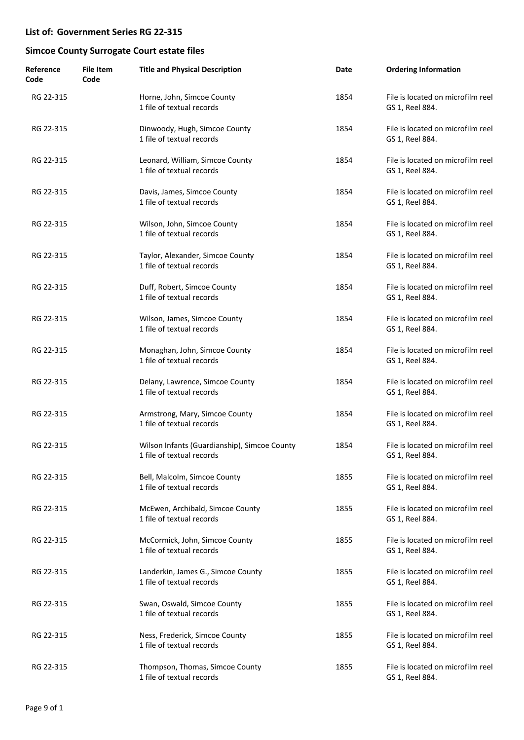## List of: Government Series RG 22-315

## Simcoe County Surrogate Court estate files

| Reference Code | File Item Code | Title and Physical Description | Date | Ordering Information |
|---|---|---|---|---|
| RG 22-315 | | Horne, John, Simcoe County<br>1 file of textual records | 1854 | File is located on microfilm reel GS 1, Reel 884. |
| RG 22-315 | | Dinwoody, Hugh, Simcoe County<br>1 file of textual records | 1854 | File is located on microfilm reel GS 1, Reel 884. |
| RG 22-315 | | Leonard, William, Simcoe County<br>1 file of textual records | 1854 | File is located on microfilm reel GS 1, Reel 884. |
| RG 22-315 | | Davis, James, Simcoe County<br>1 file of textual records | 1854 | File is located on microfilm reel GS 1, Reel 884. |
| RG 22-315 | | Wilson, John, Simcoe County<br>1 file of textual records | 1854 | File is located on microfilm reel GS 1, Reel 884. |
| RG 22-315 | | Taylor, Alexander, Simcoe County<br>1 file of textual records | 1854 | File is located on microfilm reel GS 1, Reel 884. |
| RG 22-315 | | Duff, Robert, Simcoe County<br>1 file of textual records | 1854 | File is located on microfilm reel GS 1, Reel 884. |
| RG 22-315 | | Wilson, James, Simcoe County<br>1 file of textual records | 1854 | File is located on microfilm reel GS 1, Reel 884. |
| RG 22-315 | | Monaghan, John, Simcoe County<br>1 file of textual records | 1854 | File is located on microfilm reel GS 1, Reel 884. |
| RG 22-315 | | Delany, Lawrence, Simcoe County<br>1 file of textual records | 1854 | File is located on microfilm reel GS 1, Reel 884. |
| RG 22-315 | | Armstrong, Mary, Simcoe County<br>1 file of textual records | 1854 | File is located on microfilm reel GS 1, Reel 884. |
| RG 22-315 | | Wilson Infants (Guardianship), Simcoe County<br>1 file of textual records | 1854 | File is located on microfilm reel GS 1, Reel 884. |
| RG 22-315 | | Bell, Malcolm, Simcoe County<br>1 file of textual records | 1855 | File is located on microfilm reel GS 1, Reel 884. |
| RG 22-315 | | McEwen, Archibald, Simcoe County<br>1 file of textual records | 1855 | File is located on microfilm reel GS 1, Reel 884. |
| RG 22-315 | | McCormick, John, Simcoe County<br>1 file of textual records | 1855 | File is located on microfilm reel GS 1, Reel 884. |
| RG 22-315 | | Landerkin, James G., Simcoe County<br>1 file of textual records | 1855 | File is located on microfilm reel GS 1, Reel 884. |
| RG 22-315 | | Swan, Oswald, Simcoe County<br>1 file of textual records | 1855 | File is located on microfilm reel GS 1, Reel 884. |
| RG 22-315 | | Ness, Frederick, Simcoe County<br>1 file of textual records | 1855 | File is located on microfilm reel GS 1, Reel 884. |
| RG 22-315 | | Thompson, Thomas, Simcoe County<br>1 file of textual records | 1855 | File is located on microfilm reel GS 1, Reel 884. |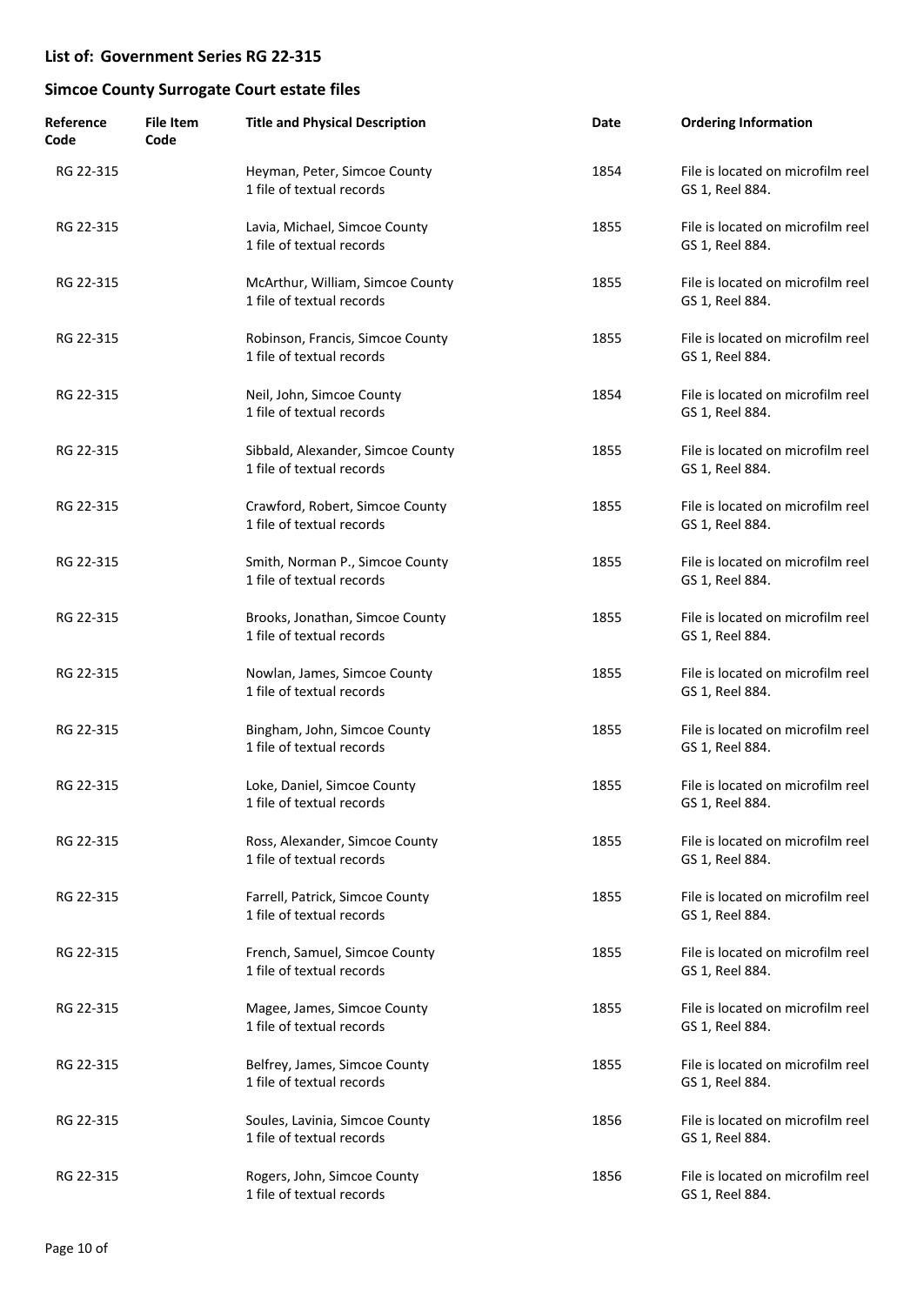## List of: Government Series RG 22-315

## Simcoe County Surrogate Court estate files

| Reference Code | File Item Code | Title and Physical Description | Date | Ordering Information |
|---|---|---|---|---|
| RG 22-315 | | Heyman, Peter, Simcoe County<br>1 file of textual records | 1854 | File is located on microfilm reel GS 1, Reel 884. |
| RG 22-315 | | Lavia, Michael, Simcoe County<br>1 file of textual records | 1855 | File is located on microfilm reel GS 1, Reel 884. |
| RG 22-315 | | McArthur, William, Simcoe County<br>1 file of textual records | 1855 | File is located on microfilm reel GS 1, Reel 884. |
| RG 22-315 | | Robinson, Francis, Simcoe County<br>1 file of textual records | 1855 | File is located on microfilm reel GS 1, Reel 884. |
| RG 22-315 | | Neil, John, Simcoe County<br>1 file of textual records | 1854 | File is located on microfilm reel GS 1, Reel 884. |
| RG 22-315 | | Sibbald, Alexander, Simcoe County<br>1 file of textual records | 1855 | File is located on microfilm reel GS 1, Reel 884. |
| RG 22-315 | | Crawford, Robert, Simcoe County<br>1 file of textual records | 1855 | File is located on microfilm reel GS 1, Reel 884. |
| RG 22-315 | | Smith, Norman P., Simcoe County<br>1 file of textual records | 1855 | File is located on microfilm reel GS 1, Reel 884. |
| RG 22-315 | | Brooks, Jonathan, Simcoe County<br>1 file of textual records | 1855 | File is located on microfilm reel GS 1, Reel 884. |
| RG 22-315 | | Nowlan, James, Simcoe County<br>1 file of textual records | 1855 | File is located on microfilm reel GS 1, Reel 884. |
| RG 22-315 | | Bingham, John, Simcoe County<br>1 file of textual records | 1855 | File is located on microfilm reel GS 1, Reel 884. |
| RG 22-315 | | Loke, Daniel, Simcoe County<br>1 file of textual records | 1855 | File is located on microfilm reel GS 1, Reel 884. |
| RG 22-315 | | Ross, Alexander, Simcoe County<br>1 file of textual records | 1855 | File is located on microfilm reel GS 1, Reel 884. |
| RG 22-315 | | Farrell, Patrick, Simcoe County<br>1 file of textual records | 1855 | File is located on microfilm reel GS 1, Reel 884. |
| RG 22-315 | | French, Samuel, Simcoe County<br>1 file of textual records | 1855 | File is located on microfilm reel GS 1, Reel 884. |
| RG 22-315 | | Magee, James, Simcoe County<br>1 file of textual records | 1855 | File is located on microfilm reel GS 1, Reel 884. |
| RG 22-315 | | Belfrey, James, Simcoe County<br>1 file of textual records | 1855 | File is located on microfilm reel GS 1, Reel 884. |
| RG 22-315 | | Soules, Lavinia, Simcoe County<br>1 file of textual records | 1856 | File is located on microfilm reel GS 1, Reel 884. |
| RG 22-315 | | Rogers, John, Simcoe County<br>1 file of textual records | 1856 | File is located on microfilm reel GS 1, Reel 884. |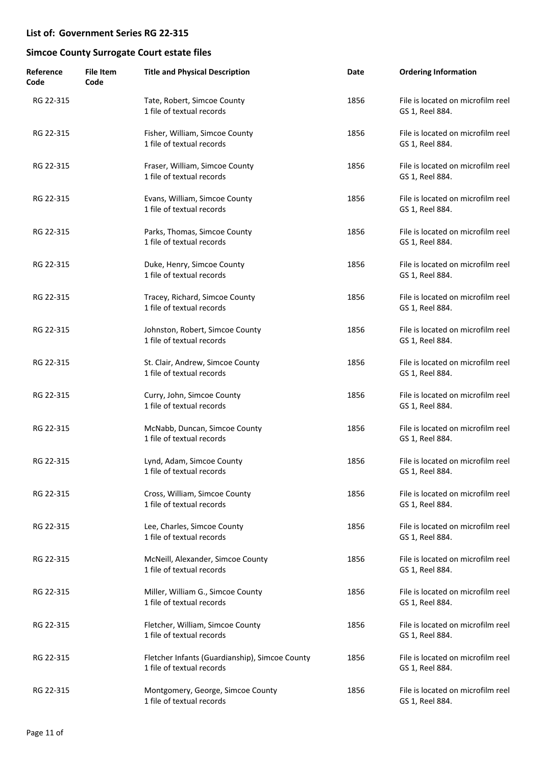## List of: Government Series RG 22-315

## Simcoe County Surrogate Court estate files

| Reference Code | File Item Code | Title and Physical Description | Date | Ordering Information |
|---|---|---|---|---|
| RG 22-315 | | Tate, Robert, Simcoe County<br>1 file of textual records | 1856 | File is located on microfilm reel GS 1, Reel 884. |
| RG 22-315 | | Fisher, William, Simcoe County<br>1 file of textual records | 1856 | File is located on microfilm reel GS 1, Reel 884. |
| RG 22-315 | | Fraser, William, Simcoe County<br>1 file of textual records | 1856 | File is located on microfilm reel GS 1, Reel 884. |
| RG 22-315 | | Evans, William, Simcoe County<br>1 file of textual records | 1856 | File is located on microfilm reel GS 1, Reel 884. |
| RG 22-315 | | Parks, Thomas, Simcoe County<br>1 file of textual records | 1856 | File is located on microfilm reel GS 1, Reel 884. |
| RG 22-315 | | Duke, Henry, Simcoe County<br>1 file of textual records | 1856 | File is located on microfilm reel GS 1, Reel 884. |
| RG 22-315 | | Tracey, Richard, Simcoe County<br>1 file of textual records | 1856 | File is located on microfilm reel GS 1, Reel 884. |
| RG 22-315 | | Johnston, Robert, Simcoe County<br>1 file of textual records | 1856 | File is located on microfilm reel GS 1, Reel 884. |
| RG 22-315 | | St. Clair, Andrew, Simcoe County<br>1 file of textual records | 1856 | File is located on microfilm reel GS 1, Reel 884. |
| RG 22-315 | | Curry, John, Simcoe County<br>1 file of textual records | 1856 | File is located on microfilm reel GS 1, Reel 884. |
| RG 22-315 | | McNabb, Duncan, Simcoe County<br>1 file of textual records | 1856 | File is located on microfilm reel GS 1, Reel 884. |
| RG 22-315 | | Lynd, Adam, Simcoe County<br>1 file of textual records | 1856 | File is located on microfilm reel GS 1, Reel 884. |
| RG 22-315 | | Cross, William, Simcoe County<br>1 file of textual records | 1856 | File is located on microfilm reel GS 1, Reel 884. |
| RG 22-315 | | Lee, Charles, Simcoe County<br>1 file of textual records | 1856 | File is located on microfilm reel GS 1, Reel 884. |
| RG 22-315 | | McNeill, Alexander, Simcoe County<br>1 file of textual records | 1856 | File is located on microfilm reel GS 1, Reel 884. |
| RG 22-315 | | Miller, William G., Simcoe County<br>1 file of textual records | 1856 | File is located on microfilm reel GS 1, Reel 884. |
| RG 22-315 | | Fletcher, William, Simcoe County<br>1 file of textual records | 1856 | File is located on microfilm reel GS 1, Reel 884. |
| RG 22-315 | | Fletcher Infants (Guardianship), Simcoe County<br>1 file of textual records | 1856 | File is located on microfilm reel GS 1, Reel 884. |
| RG 22-315 | | Montgomery, George, Simcoe County<br>1 file of textual records | 1856 | File is located on microfilm reel GS 1, Reel 884. |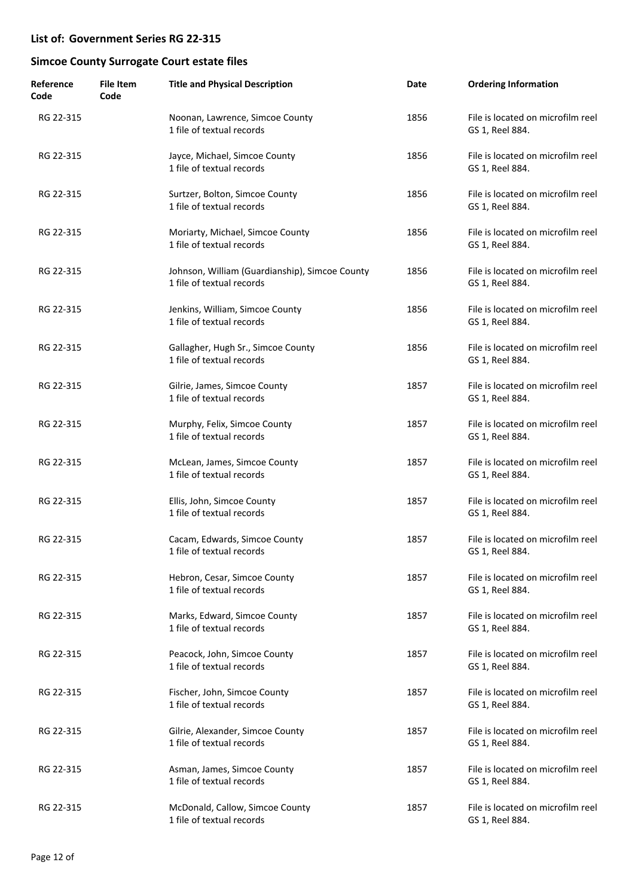## List of: Government Series RG 22-315

## Simcoe County Surrogate Court estate files

| Reference Code | File Item Code | Title and Physical Description | Date | Ordering Information |
|---|---|---|---|---|
| RG 22-315 | | Noonan, Lawrence, Simcoe County<br>1 file of textual records | 1856 | File is located on microfilm reel GS 1, Reel 884. |
| RG 22-315 | | Jayce, Michael, Simcoe County<br>1 file of textual records | 1856 | File is located on microfilm reel GS 1, Reel 884. |
| RG 22-315 | | Surtzer, Bolton, Simcoe County<br>1 file of textual records | 1856 | File is located on microfilm reel GS 1, Reel 884. |
| RG 22-315 | | Moriarty, Michael, Simcoe County<br>1 file of textual records | 1856 | File is located on microfilm reel GS 1, Reel 884. |
| RG 22-315 | | Johnson, William (Guardianship), Simcoe County<br>1 file of textual records | 1856 | File is located on microfilm reel GS 1, Reel 884. |
| RG 22-315 | | Jenkins, William, Simcoe County<br>1 file of textual records | 1856 | File is located on microfilm reel GS 1, Reel 884. |
| RG 22-315 | | Gallagher, Hugh Sr., Simcoe County<br>1 file of textual records | 1856 | File is located on microfilm reel GS 1, Reel 884. |
| RG 22-315 | | Gilrie, James, Simcoe County<br>1 file of textual records | 1857 | File is located on microfilm reel GS 1, Reel 884. |
| RG 22-315 | | Murphy, Felix, Simcoe County<br>1 file of textual records | 1857 | File is located on microfilm reel GS 1, Reel 884. |
| RG 22-315 | | McLean, James, Simcoe County<br>1 file of textual records | 1857 | File is located on microfilm reel GS 1, Reel 884. |
| RG 22-315 | | Ellis, John, Simcoe County<br>1 file of textual records | 1857 | File is located on microfilm reel GS 1, Reel 884. |
| RG 22-315 | | Cacam, Edwards, Simcoe County<br>1 file of textual records | 1857 | File is located on microfilm reel GS 1, Reel 884. |
| RG 22-315 | | Hebron, Cesar, Simcoe County<br>1 file of textual records | 1857 | File is located on microfilm reel GS 1, Reel 884. |
| RG 22-315 | | Marks, Edward, Simcoe County<br>1 file of textual records | 1857 | File is located on microfilm reel GS 1, Reel 884. |
| RG 22-315 | | Peacock, John, Simcoe County<br>1 file of textual records | 1857 | File is located on microfilm reel GS 1, Reel 884. |
| RG 22-315 | | Fischer, John, Simcoe County<br>1 file of textual records | 1857 | File is located on microfilm reel GS 1, Reel 884. |
| RG 22-315 | | Gilrie, Alexander, Simcoe County<br>1 file of textual records | 1857 | File is located on microfilm reel GS 1, Reel 884. |
| RG 22-315 | | Asman, James, Simcoe County<br>1 file of textual records | 1857 | File is located on microfilm reel GS 1, Reel 884. |
| RG 22-315 | | McDonald, Callow, Simcoe County<br>1 file of textual records | 1857 | File is located on microfilm reel GS 1, Reel 884. |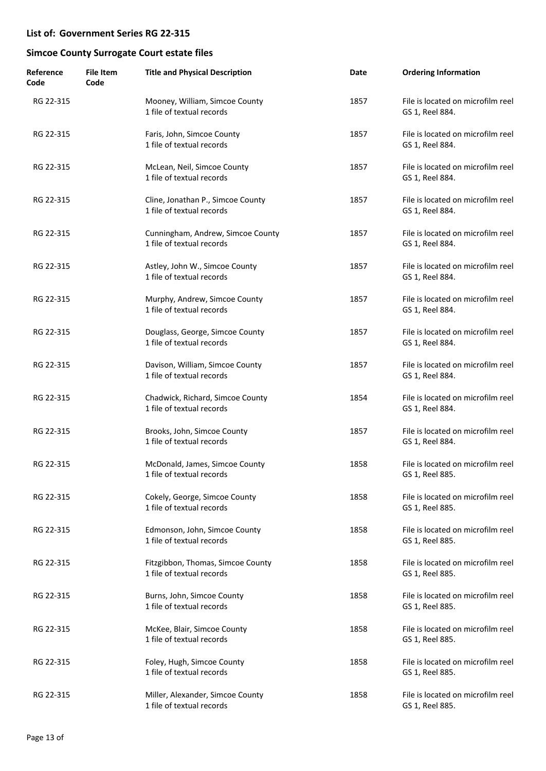## List of: Government Series RG 22-315

## Simcoe County Surrogate Court estate files

| Reference Code | File Item Code | Title and Physical Description | Date | Ordering Information |
| --- | --- | --- | --- | --- |
| RG 22-315 | | Mooney, William, Simcoe County<br>1 file of textual records | 1857 | File is located on microfilm reel GS 1, Reel 884. |
| RG 22-315 | | Faris, John, Simcoe County<br>1 file of textual records | 1857 | File is located on microfilm reel GS 1, Reel 884. |
| RG 22-315 | | McLean, Neil, Simcoe County<br>1 file of textual records | 1857 | File is located on microfilm reel GS 1, Reel 884. |
| RG 22-315 | | Cline, Jonathan P., Simcoe County<br>1 file of textual records | 1857 | File is located on microfilm reel GS 1, Reel 884. |
| RG 22-315 | | Cunningham, Andrew, Simcoe County<br>1 file of textual records | 1857 | File is located on microfilm reel GS 1, Reel 884. |
| RG 22-315 | | Astley, John W., Simcoe County<br>1 file of textual records | 1857 | File is located on microfilm reel GS 1, Reel 884. |
| RG 22-315 | | Murphy, Andrew, Simcoe County<br>1 file of textual records | 1857 | File is located on microfilm reel GS 1, Reel 884. |
| RG 22-315 | | Douglass, George, Simcoe County<br>1 file of textual records | 1857 | File is located on microfilm reel GS 1, Reel 884. |
| RG 22-315 | | Davison, William, Simcoe County<br>1 file of textual records | 1857 | File is located on microfilm reel GS 1, Reel 884. |
| RG 22-315 | | Chadwick, Richard, Simcoe County<br>1 file of textual records | 1854 | File is located on microfilm reel GS 1, Reel 884. |
| RG 22-315 | | Brooks, John, Simcoe County<br>1 file of textual records | 1857 | File is located on microfilm reel GS 1, Reel 884. |
| RG 22-315 | | McDonald, James, Simcoe County<br>1 file of textual records | 1858 | File is located on microfilm reel GS 1, Reel 885. |
| RG 22-315 | | Cokely, George, Simcoe County<br>1 file of textual records | 1858 | File is located on microfilm reel GS 1, Reel 885. |
| RG 22-315 | | Edmonson, John, Simcoe County<br>1 file of textual records | 1858 | File is located on microfilm reel GS 1, Reel 885. |
| RG 22-315 | | Fitzgibbon, Thomas, Simcoe County<br>1 file of textual records | 1858 | File is located on microfilm reel GS 1, Reel 885. |
| RG 22-315 | | Burns, John, Simcoe County<br>1 file of textual records | 1858 | File is located on microfilm reel GS 1, Reel 885. |
| RG 22-315 | | McKee, Blair, Simcoe County<br>1 file of textual records | 1858 | File is located on microfilm reel GS 1, Reel 885. |
| RG 22-315 | | Foley, Hugh, Simcoe County<br>1 file of textual records | 1858 | File is located on microfilm reel GS 1, Reel 885. |
| RG 22-315 | | Miller, Alexander, Simcoe County<br>1 file of textual records | 1858 | File is located on microfilm reel GS 1, Reel 885. |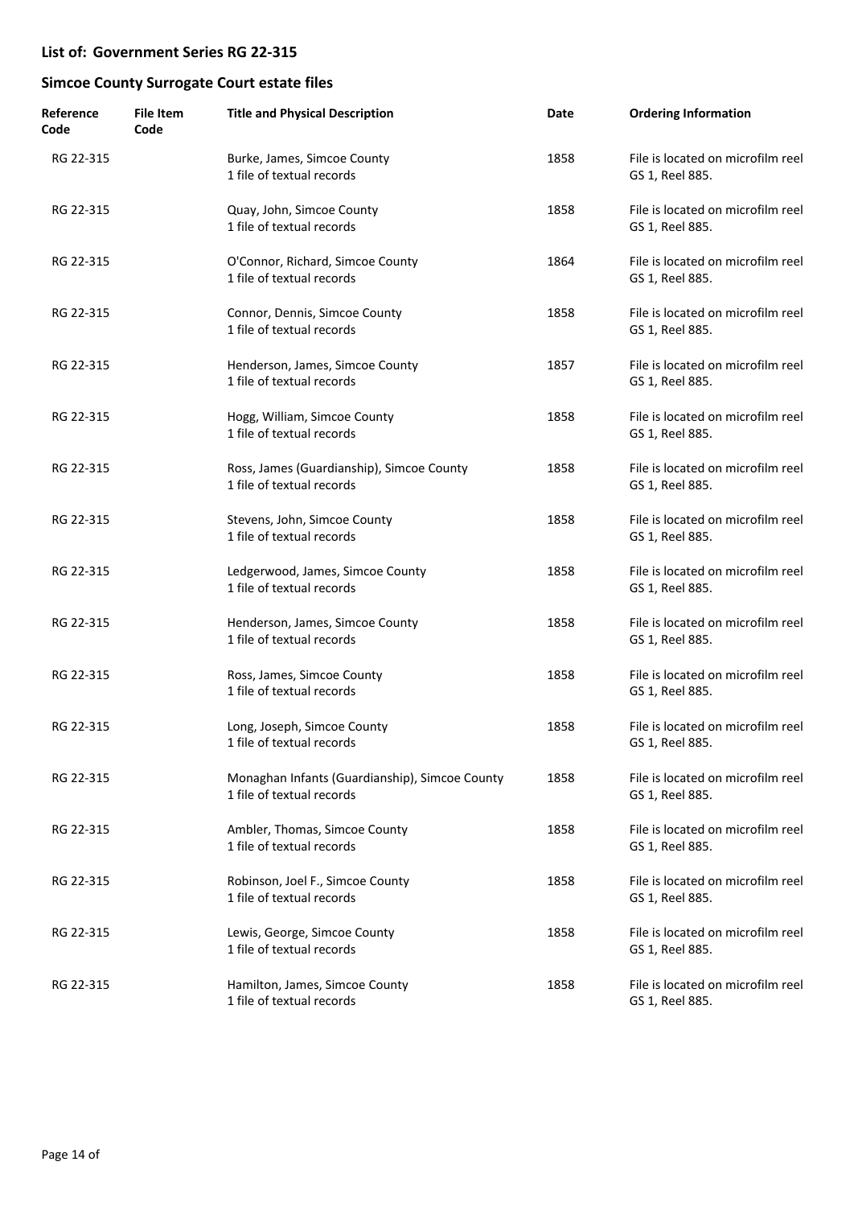## List of: Government Series RG 22-315

## Simcoe County Surrogate Court estate files

| Reference Code | File Item Code | Title and Physical Description | Date | Ordering Information |
|---|---|---|---|---|
| RG 22-315 | | Burke, James, Simcoe County<br>1 file of textual records | 1858 | File is located on microfilm reel GS 1, Reel 885. |
| RG 22-315 | | Quay, John, Simcoe County<br>1 file of textual records | 1858 | File is located on microfilm reel GS 1, Reel 885. |
| RG 22-315 | | O'Connor, Richard, Simcoe County<br>1 file of textual records | 1864 | File is located on microfilm reel GS 1, Reel 885. |
| RG 22-315 | | Connor, Dennis, Simcoe County<br>1 file of textual records | 1858 | File is located on microfilm reel GS 1, Reel 885. |
| RG 22-315 | | Henderson, James, Simcoe County<br>1 file of textual records | 1857 | File is located on microfilm reel GS 1, Reel 885. |
| RG 22-315 | | Hogg, William, Simcoe County<br>1 file of textual records | 1858 | File is located on microfilm reel GS 1, Reel 885. |
| RG 22-315 | | Ross, James (Guardianship), Simcoe County<br>1 file of textual records | 1858 | File is located on microfilm reel GS 1, Reel 885. |
| RG 22-315 | | Stevens, John, Simcoe County<br>1 file of textual records | 1858 | File is located on microfilm reel GS 1, Reel 885. |
| RG 22-315 | | Ledgerwood, James, Simcoe County<br>1 file of textual records | 1858 | File is located on microfilm reel GS 1, Reel 885. |
| RG 22-315 | | Henderson, James, Simcoe County<br>1 file of textual records | 1858 | File is located on microfilm reel GS 1, Reel 885. |
| RG 22-315 | | Ross, James, Simcoe County<br>1 file of textual records | 1858 | File is located on microfilm reel GS 1, Reel 885. |
| RG 22-315 | | Long, Joseph, Simcoe County<br>1 file of textual records | 1858 | File is located on microfilm reel GS 1, Reel 885. |
| RG 22-315 | | Monaghan Infants (Guardianship), Simcoe County<br>1 file of textual records | 1858 | File is located on microfilm reel GS 1, Reel 885. |
| RG 22-315 | | Ambler, Thomas, Simcoe County<br>1 file of textual records | 1858 | File is located on microfilm reel GS 1, Reel 885. |
| RG 22-315 | | Robinson, Joel F., Simcoe County<br>1 file of textual records | 1858 | File is located on microfilm reel GS 1, Reel 885. |
| RG 22-315 | | Lewis, George, Simcoe County<br>1 file of textual records | 1858 | File is located on microfilm reel GS 1, Reel 885. |
| RG 22-315 | | Hamilton, James, Simcoe County<br>1 file of textual records | 1858 | File is located on microfilm reel GS 1, Reel 885. |